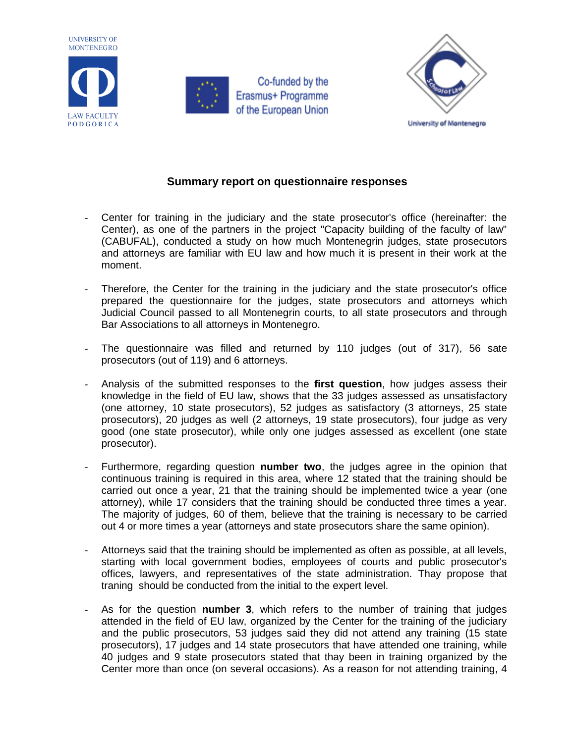UNIVERSITY OF MONTENEGRO

LAW FACULTY PODGORICA

Co-funded by the Erasmus+ Programme of the European Union

University of Montenegro

## Summary report on questionnaire responses

- Center for training in the judiciary and the state prosecutor's office (hereinafter: the Center), as one of the partners in the project "Capacity building of the faculty of law" (CABUFAL), conducted a study on how much Montenegrin judges, state prosecutors and attorneys are familiar with EU law and how much it is present in their work at the moment.

- Therefore, the Center for the training in the judiciary and the state prosecutor's office prepared the questionnaire for the judges, state prosecutors and attorneys which Judicial Council passed to all Montenegrin courts, to all state prosecutors and through Bar Associations to all attorneys in Montenegro.

- The questionnaire was filled and returned by 110 judges (out of 317), 56 sate prosecutors (out of 119) and 6 attorneys.

- Analysis of the submitted responses to the **first question**, how judges assess their knowledge in the field of EU law, shows that the 33 judges assessed as unsatisfactory (one attorney, 10 state prosecutors), 52 judges as satisfactory (3 attorneys, 25 state prosecutors), 20 judges as well (2 attorneys, 19 state prosecutors), four judge as very good (one state prosecutor), while only one judges assessed as excellent (one state prosecutor).

- Furthermore, regarding question **number two**, the judges agree in the opinion that continuous training is required in this area, where 12 stated that the training should be carried out once a year, 21 that the training should be implemented twice a year (one attorney), while 17 considers that the training should be conducted three times a year. The majority of judges, 60 of them, believe that the training is necessary to be carried out 4 or more times a year (attorneys and state prosecutors share the same opinion).

- Attorneys said that the training should be implemented as often as possible, at all levels, starting with local government bodies, employees of courts and public prosecutor's offices, lawyers, and representatives of the state administration. Thay propose that traning should be conducted from the initial to the expert level.

- As for the question **number 3**, which refers to the number of training that judges attended in the field of EU law, organized by the Center for the training of the judiciary and the public prosecutors, 53 judges said they did not attend any training (15 state prosecutors), 17 judges and 14 state prosecutors that have attended one training, while 40 judges and 9 state prosecutors stated that thay been in training organized by the Center more than once (on several occasions). As a reason for not attending training, 4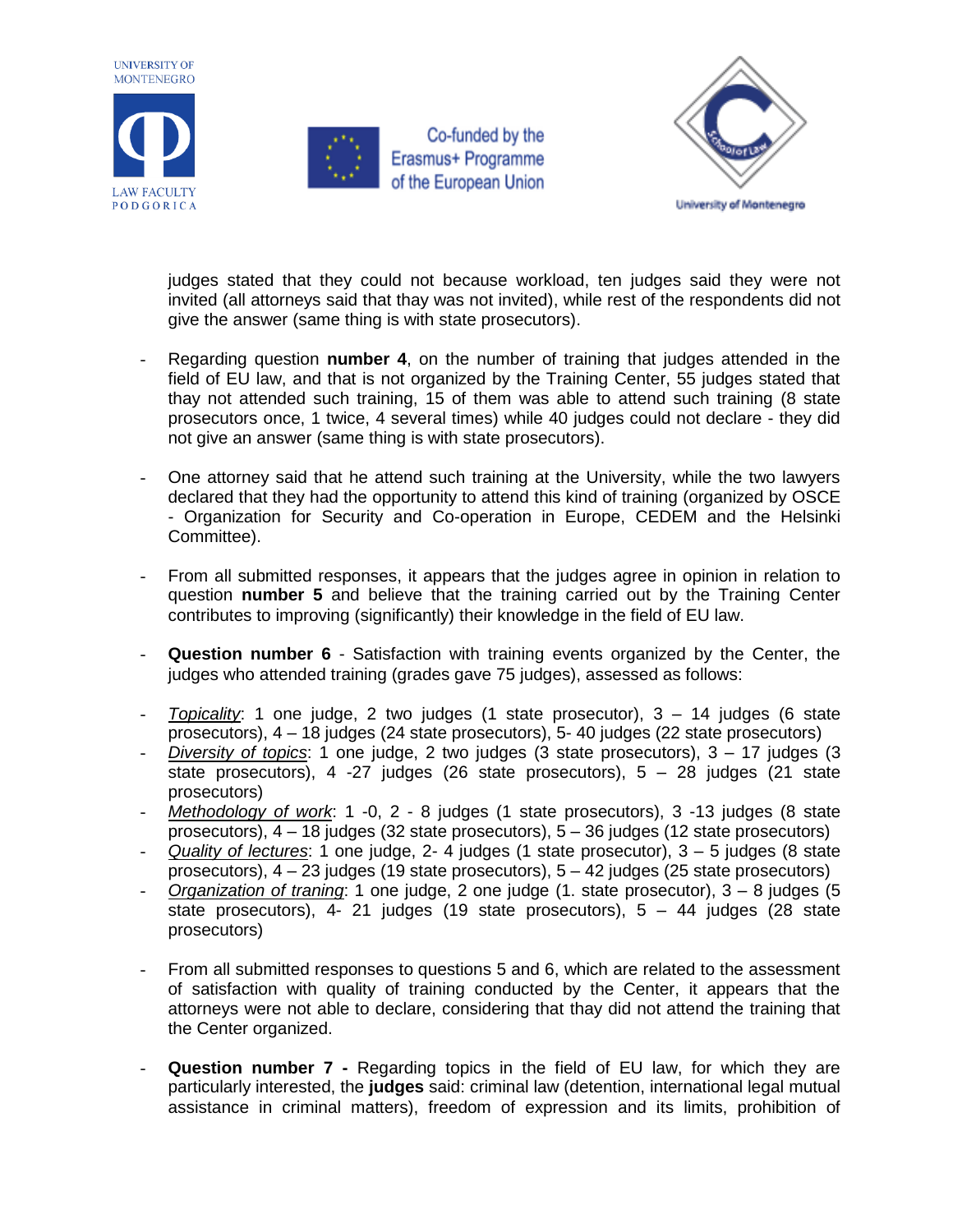judges stated that they could not because workload, ten judges said they were not invited (all attorneys said that thay was not invited), while rest of the respondents did not give the answer (same thing is with state prosecutors).

- Regarding question **number 4**, on the number of training that judges attended in the field of EU law, and that is not organized by the Training Center, 55 judges stated that thay not attended such training, 15 of them was able to attend such training (8 state prosecutors once, 1 twice, 4 several times) while 40 judges could not declare - they did not give an answer (same thing is with state prosecutors).

- One attorney said that he attend such training at the University, while the two lawyers declared that they had the opportunity to attend this kind of training (organized by OSCE - Organization for Security and Co-operation in Europe, CEDEM and the Helsinki Committee).

- From all submitted responses, it appears that the judges agree in opinion in relation to question **number 5** and believe that the training carried out by the Training Center contributes to improving (significantly) their knowledge in the field of EU law.

- **Question number 6** - Satisfaction with training events organized by the Center, the judges who attended training (grades gave 75 judges), assessed as follows:

- *Topicality*: 1 one judge, 2 two judges (1 state prosecutor), 3 – 14 judges (6 state prosecutors), 4 – 18 judges (24 state prosecutors), 5- 40 judges (22 state prosecutors)
- *Diversity of topics*: 1 one judge, 2 two judges (3 state prosecutors), 3 – 17 judges (3 state prosecutors), 4 -27 judges (26 state prosecutors), 5 – 28 judges (21 state prosecutors)
- *Methodology of work*: 1 -0, 2 - 8 judges (1 state prosecutors), 3 -13 judges (8 state prosecutors), 4 – 18 judges (32 state prosecutors), 5 – 36 judges (12 state prosecutors)
- *Quality of lectures*: 1 one judge, 2- 4 judges (1 state prosecutor), 3 – 5 judges (8 state prosecutors), 4 – 23 judges (19 state prosecutors), 5 – 42 judges (25 state prosecutors)
- *Organization of traning*: 1 one judge, 2 one judge (1. state prosecutor), 3 – 8 judges (5 state prosecutors), 4- 21 judges (19 state prosecutors), 5 – 44 judges (28 state prosecutors)

- From all submitted responses to questions 5 and 6, which are related to the assessment of satisfaction with quality of training conducted by the Center, it appears that the attorneys were not able to declare, considering that thay did not attend the training that the Center organized.

- **Question number 7 -** Regarding topics in the field of EU law, for which they are particularly interested, the **judges** said: criminal law (detention, international legal mutual assistance in criminal matters), freedom of expression and its limits, prohibition of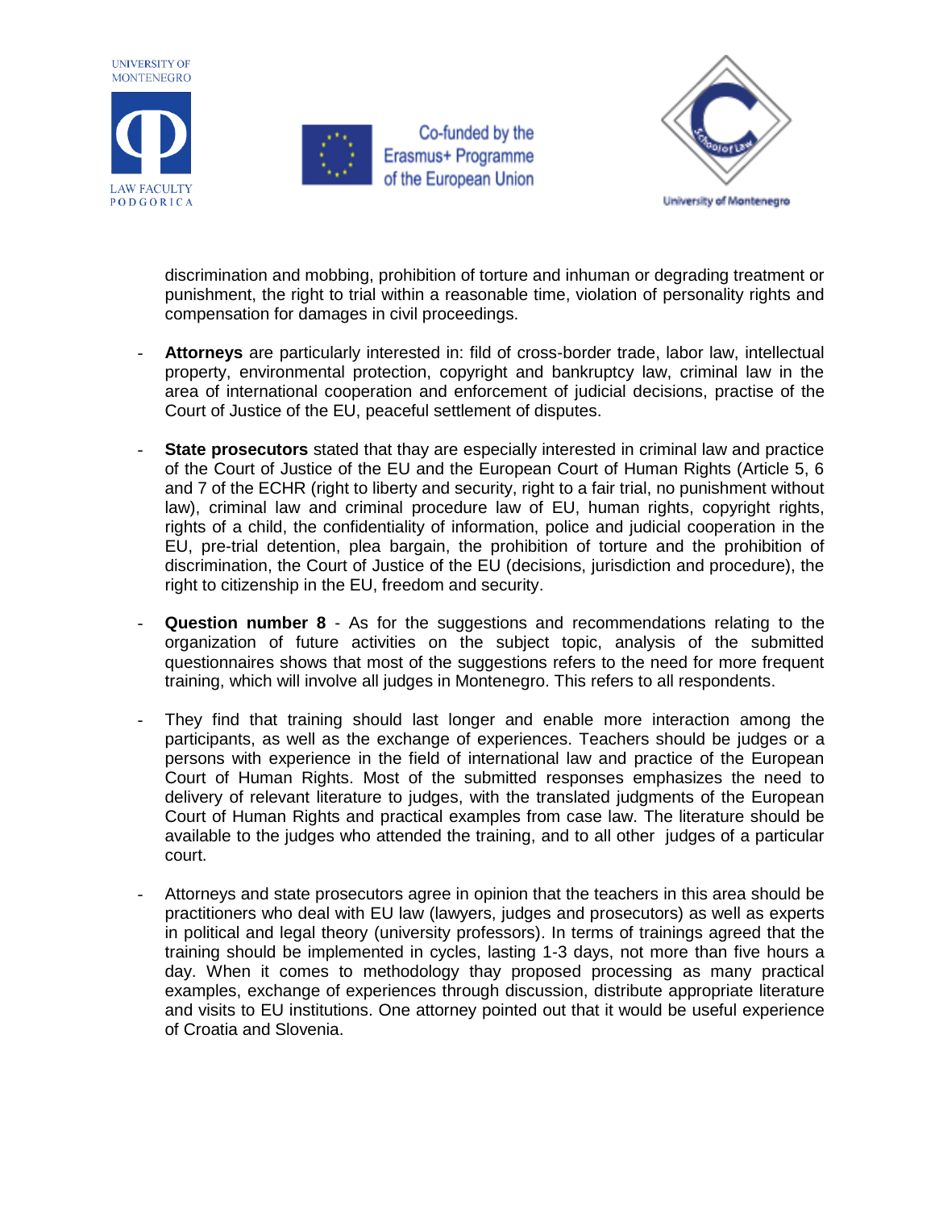discrimination and mobbing, prohibition of torture and inhuman or degrading treatment or punishment, the right to trial within a reasonable time, violation of personality rights and compensation for damages in civil proceedings.

- **Attorneys** are particularly interested in: fild of cross-border trade, labor law, intellectual property, environmental protection, copyright and bankruptcy law, criminal law in the area of international cooperation and enforcement of judicial decisions, practise of the Court of Justice of the EU, peaceful settlement of disputes.

- **State prosecutors** stated that thay are especially interested in criminal law and practice of the Court of Justice of the EU and the European Court of Human Rights (Article 5, 6 and 7 of the ECHR (right to liberty and security, right to a fair trial, no punishment without law), criminal law and criminal procedure law of EU, human rights, copyright rights, rights of a child, the confidentiality of information, police and judicial cooperation in the EU, pre-trial detention, plea bargain, the prohibition of torture and the prohibition of discrimination, the Court of Justice of the EU (decisions, jurisdiction and procedure), the right to citizenship in the EU, freedom and security.

- **Question number 8** - As for the suggestions and recommendations relating to the organization of future activities on the subject topic, analysis of the submitted questionnaires shows that most of the suggestions refers to the need for more frequent training, which will involve all judges in Montenegro. This refers to all respondents.

- They find that training should last longer and enable more interaction among the participants, as well as the exchange of experiences. Teachers should be judges or a persons with experience in the field of international law and practice of the European Court of Human Rights. Most of the submitted responses emphasizes the need to delivery of relevant literature to judges, with the translated judgments of the European Court of Human Rights and practical examples from case law. The literature should be available to the judges who attended the training, and to all other judges of a particular court.

- Attorneys and state prosecutors agree in opinion that the teachers in this area should be practitioners who deal with EU law (lawyers, judges and prosecutors) as well as experts in political and legal theory (university professors). In terms of trainings agreed that the training should be implemented in cycles, lasting 1-3 days, not more than five hours a day. When it comes to methodology thay proposed processing as many practical examples, exchange of experiences through discussion, distribute appropriate literature and visits to EU institutions. One attorney pointed out that it would be useful experience of Croatia and Slovenia.